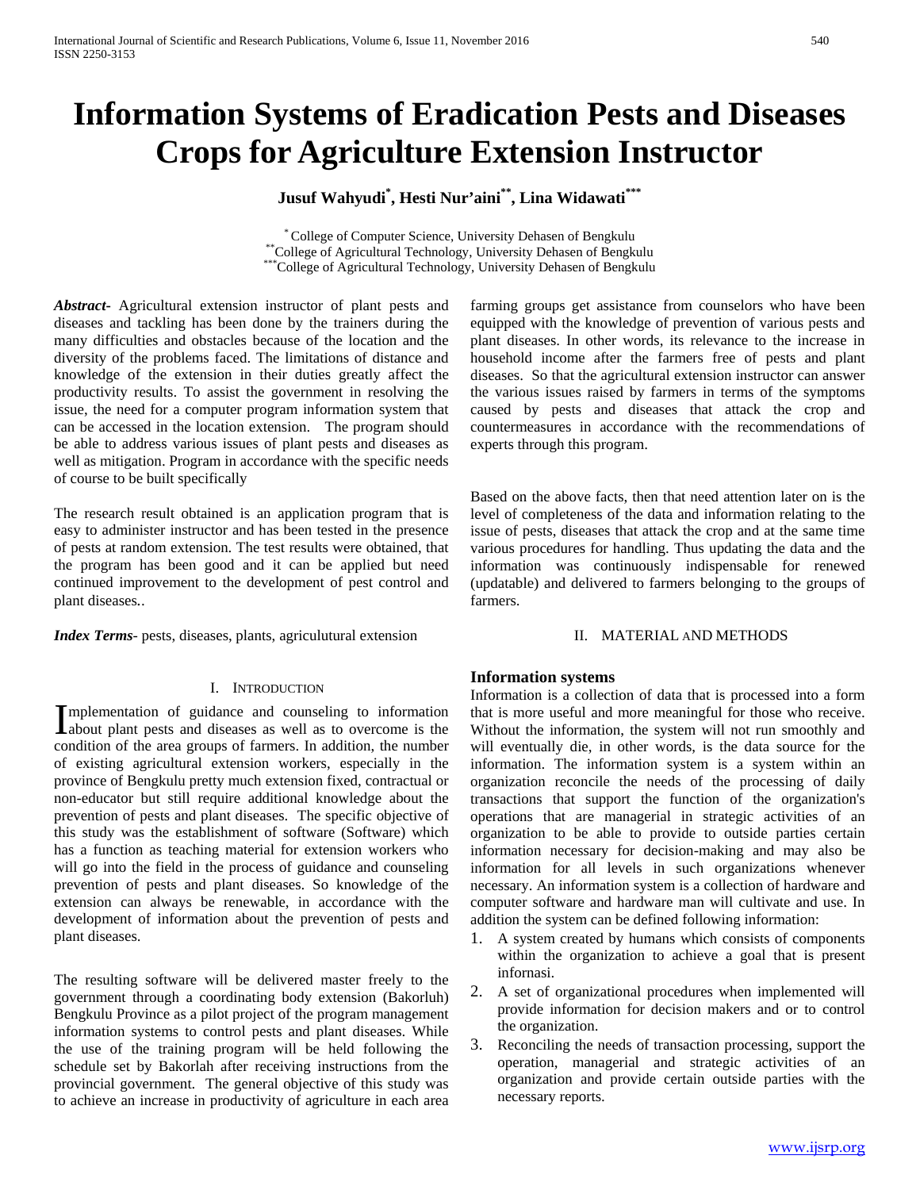# Information Systems of Eradication Pests and Diseases Crops for Agriculture Extension Instructor

**Jusuf Wahyudi[*], Hesti Nur'aini[**], Lina Widawati[***]**

[*] College of Computer Science, University Dehasen of Bengkulu
[**] College of Agricultural Technology, University Dehasen of Bengkulu
[***] College of Agricultural Technology, University Dehasen of Bengkulu

***Abstract***- Agricultural extension instructor of plant pests and diseases and tackling has been done by the trainers during the many difficulties and obstacles because of the location and the diversity of the problems faced. The limitations of distance and knowledge of the extension in their duties greatly affect the productivity results. To assist the government in resolving the issue, the need for a computer program information system that can be accessed in the location extension. The program should be able to address various issues of plant pests and diseases as well as mitigation. Program in accordance with the specific needs of course to be built specifically

The research result obtained is an application program that is easy to administer instructor and has been tested in the presence of pests at random extension. The test results were obtained, that the program has been good and it can be applied but need continued improvement to the development of pest control and plant diseases..

***Index Terms***- pests, diseases, plants, agriculutural extension

## I. Introduction

Implementation of guidance and counseling to information about plant pests and diseases as well as to overcome is the condition of the area groups of farmers. In addition, the number of existing agricultural extension workers, especially in the province of Bengkulu pretty much extension fixed, contractual or non-educator but still require additional knowledge about the prevention of pests and plant diseases. The specific objective of this study was the establishment of software (Software) which has a function as teaching material for extension workers who will go into the field in the process of guidance and counseling prevention of pests and plant diseases. So knowledge of the extension can always be renewable, in accordance with the development of information about the prevention of pests and plant diseases.

The resulting software will be delivered master freely to the government through a coordinating body extension (Bakorluh) Bengkulu Province as a pilot project of the program management information systems to control pests and plant diseases. While the use of the training program will be held following the schedule set by Bakorlah after receiving instructions from the provincial government. The general objective of this study was to achieve an increase in productivity of agriculture in each area farming groups get assistance from counselors who have been equipped with the knowledge of prevention of various pests and plant diseases. In other words, its relevance to the increase in household income after the farmers free of pests and plant diseases. So that the agricultural extension instructor can answer the various issues raised by farmers in terms of the symptoms caused by pests and diseases that attack the crop and countermeasures in accordance with the recommendations of experts through this program.

Based on the above facts, then that need attention later on is the level of completeness of the data and information relating to the issue of pests, diseases that attack the crop and at the same time various procedures for handling. Thus updating the data and the information was continuously indispensable for renewed (updatable) and delivered to farmers belonging to the groups of farmers.

## II. Material and Methods

### Information systems

Information is a collection of data that is processed into a form that is more useful and more meaningful for those who receive. Without the information, the system will not run smoothly and will eventually die, in other words, is the data source for the information. The information system is a system within an organization reconcile the needs of the processing of daily transactions that support the function of the organization's operations that are managerial in strategic activities of an organization to be able to provide to outside parties certain information necessary for decision-making and may also be information for all levels in such organizations whenever necessary. An information system is a collection of hardware and computer software and hardware man will cultivate and use. In addition the system can be defined following information:

1. A system created by humans which consists of components within the organization to achieve a goal that is present infornasi.
2. A set of organizational procedures when implemented will provide information for decision makers and or to control the organization.
3. Reconciling the needs of transaction processing, support the operation, managerial and strategic activities of an organization and provide certain outside parties with the necessary reports.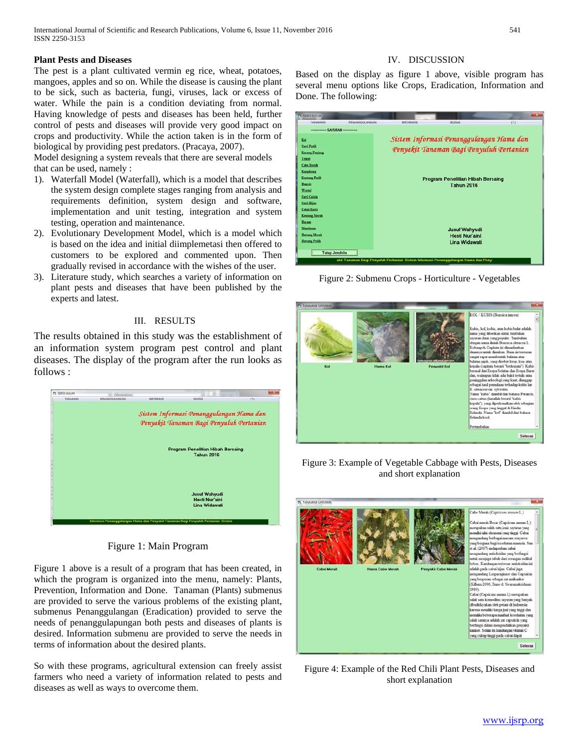**Plant Pests and Diseases**

The pest is a plant cultivated vermin eg rice, wheat, potatoes, mangoes, apples and so on. While the disease is causing the plant to be sick, such as bacteria, fungi, viruses, lack or excess of water. While the pain is a condition deviating from normal. Having knowledge of pests and diseases has been held, further control of pests and diseases will provide very good impact on crops and productivity. While the action taken is in the form of biological by providing pest predators. (Pracaya, 2007).

Model designing a system reveals that there are several models that can be used, namely :

1). Waterfall Model (Waterfall), which is a model that describes the system design complete stages ranging from analysis and requirements definition, system design and software, implementation and unit testing, integration and system testing, operation and maintenance.
2). Evolutionary Development Model, which is a model which is based on the idea and initial diimplemetasi then offered to customers to be explored and commented upon. Then gradually revised in accordance with the wishes of the user.
3). Literature study, which searches a variety of information on plant pests and diseases that have been published by the experts and latest.

## III. RESULTS

The results obtained in this study was the establishment of an information system program pest control and plant diseases. The display of the program after the run looks as follows :

Figure 1: Main Program

Figure 1 above is a result of a program that has been created, in which the program is organized into the menu, namely: Plants, Prevention, Information and Done. Tanaman (Plants) submenus are provided to serve the various problems of the existing plant, submenus Penanggulangan (Eradication) provided to serve the needs of penanggulapungan both pests and diseases of plants is desired. Information submenu are provided to serve the needs in terms of information about the desired plants.

So with these programs, agricultural extension can freely assist farmers who need a variety of information related to pests and diseases as well as ways to overcome them.

## IV. DISCUSSION

Based on the display as figure 1 above, visible program has several menu options like Crops, Eradication, Information and Done. The following:

Figure 2: Submenu Crops - Horticulture - Vegetables

Figure 3: Example of Vegetable Cabbage with Pests, Diseases and short explanation

Figure 4: Example of the Red Chili Plant Pests, Diseases and short explanation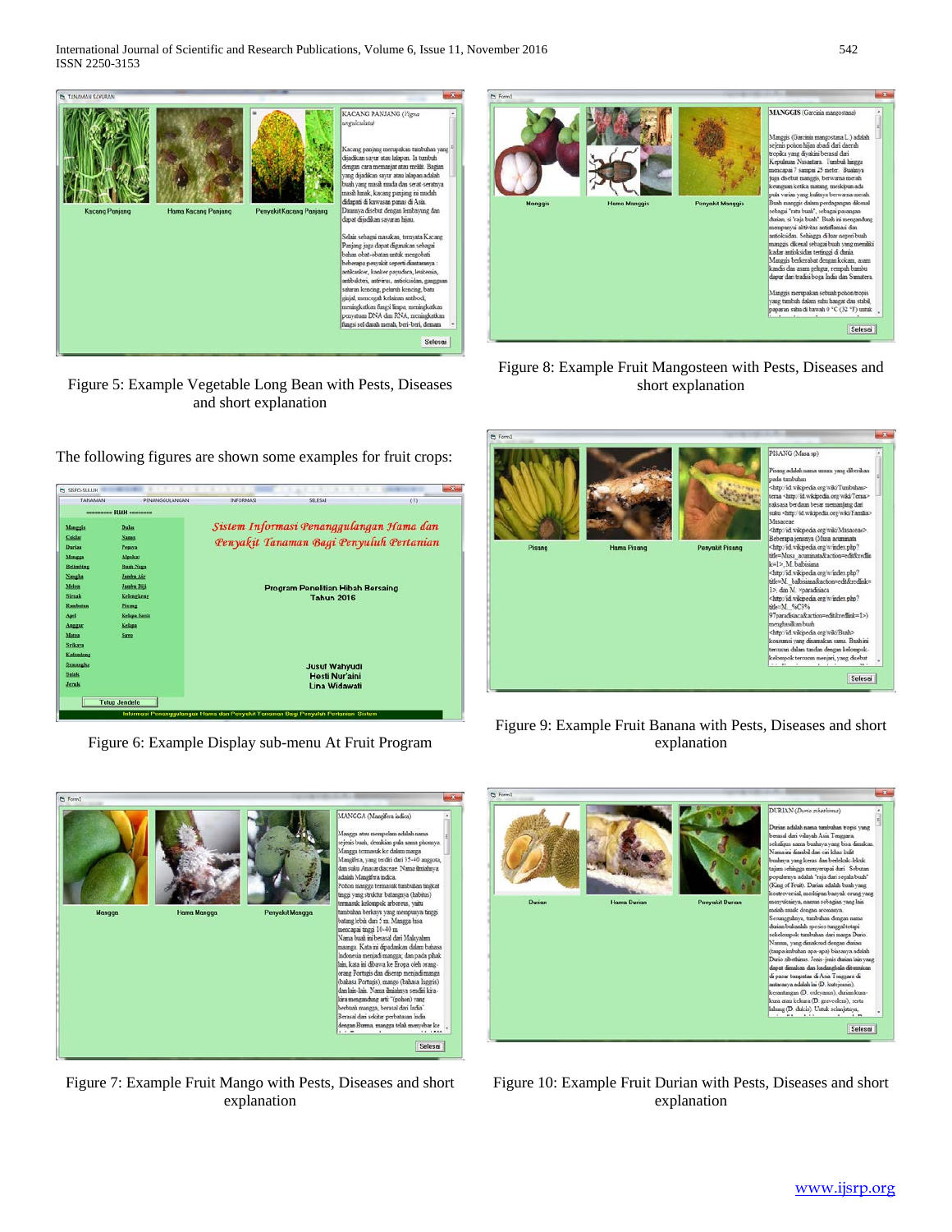Figure 5: Example Vegetable Long Bean with Pests, Diseases and short explanation

The following figures are shown some examples for fruit crops:

Figure 6: Example Display sub-menu At Fruit Program

Figure 7: Example Fruit Mango with Pests, Diseases and short explanation

Figure 8: Example Fruit Mangosteen with Pests, Diseases and short explanation

Figure 9: Example Fruit Banana with Pests, Diseases and short explanation

Figure 10: Example Fruit Durian with Pests, Diseases and short explanation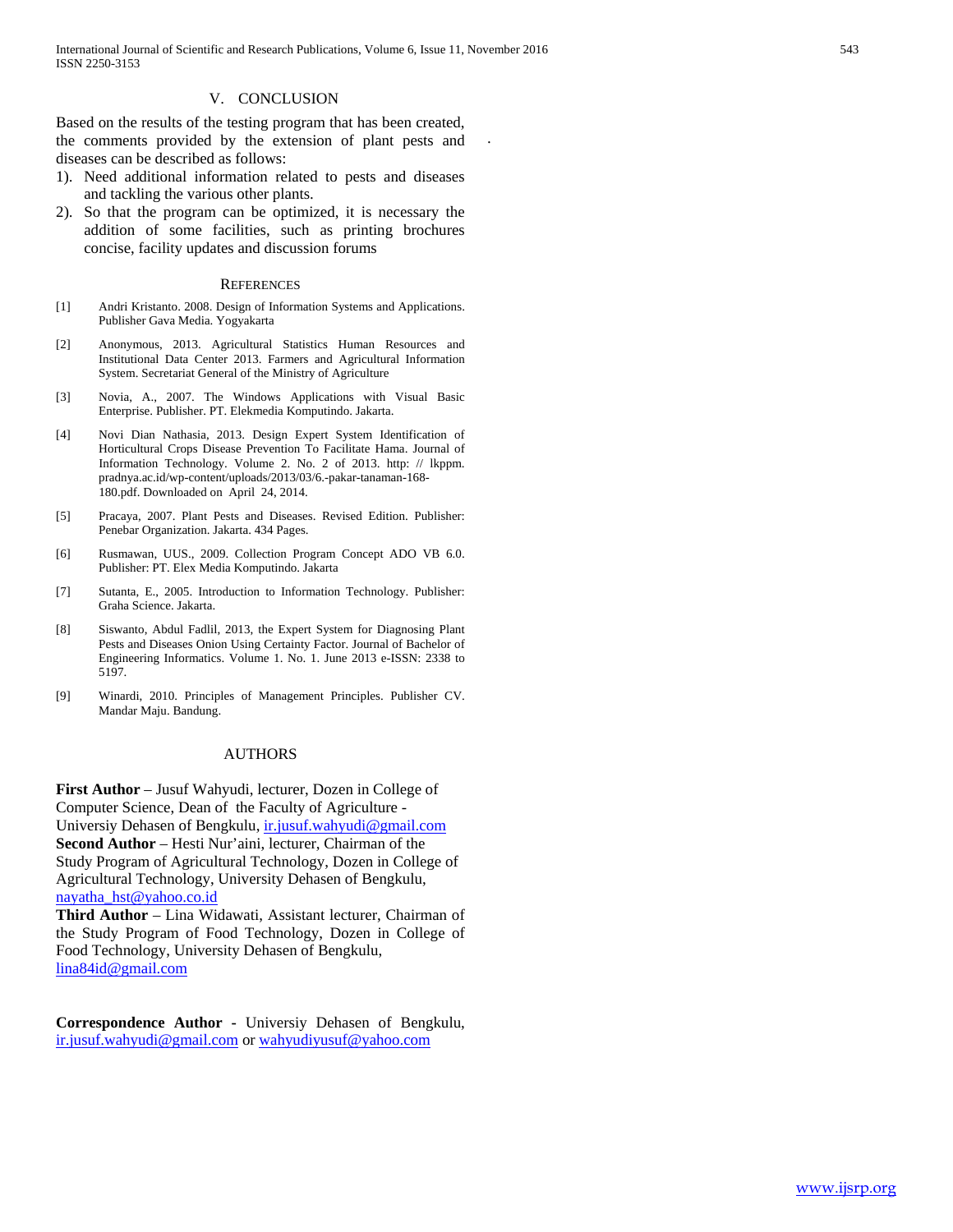## V. CONCLUSION

Based on the results of the testing program that has been created, the comments provided by the extension of plant pests and diseases can be described as follows:

1). Need additional information related to pests and diseases and tackling the various other plants.

2). So that the program can be optimized, it is necessary the addition of some facilities, such as printing brochures concise, facility updates and discussion forums

## REFERENCES

[1] Andri Kristanto. 2008. Design of Information Systems and Applications. Publisher Gava Media. Yogyakarta

[2] Anonymous, 2013. Agricultural Statistics Human Resources and Institutional Data Center 2013. Farmers and Agricultural Information System. Secretariat General of the Ministry of Agriculture

[3] Novia, A., 2007. The Windows Applications with Visual Basic Enterprise. Publisher. PT. Elekmedia Komputindo. Jakarta.

[4] Novi Dian Nathasia, 2013. Design Expert System Identification of Horticultural Crops Disease Prevention To Facilitate Hama. Journal of Information Technology. Volume 2. No. 2 of 2013. http: // lkppm. pradnya.ac.id/wp-content/uploads/2013/03/6.-pakar-tanaman-168-180.pdf. Downloaded on April 24, 2014.

[5] Pracaya, 2007. Plant Pests and Diseases. Revised Edition. Publisher: Penebar Organization. Jakarta. 434 Pages.

[6] Rusmawan, UUS., 2009. Collection Program Concept ADO VB 6.0. Publisher: PT. Elex Media Komputindo. Jakarta

[7] Sutanta, E., 2005. Introduction to Information Technology. Publisher: Graha Science. Jakarta.

[8] Siswanto, Abdul Fadlil, 2013, the Expert System for Diagnosing Plant Pests and Diseases Onion Using Certainty Factor. Journal of Bachelor of Engineering Informatics. Volume 1. No. 1. June 2013 e-ISSN: 2338 to 5197.

[9] Winardi, 2010. Principles of Management Principles. Publisher CV. Mandar Maju. Bandung.

## AUTHORS

**First Author** – Jusuf Wahyudi, lecturer, Dozen in College of Computer Science, Dean of the Faculty of Agriculture - Universiy Dehasen of Bengkulu, ir.jusuf.wahyudi@gmail.com

**Second Author** – Hesti Nur'aini, lecturer, Chairman of the Study Program of Agricultural Technology, Dozen in College of Agricultural Technology, University Dehasen of Bengkulu, nayatha_hst@yahoo.co.id

**Third Author** – Lina Widawati, Assistant lecturer, Chairman of the Study Program of Food Technology, Dozen in College of Food Technology, University Dehasen of Bengkulu, lina84id@gmail.com

**Correspondence Author** - Universiy Dehasen of Bengkulu, ir.jusuf.wahyudi@gmail.com or wahyudiyusuf@yahoo.com